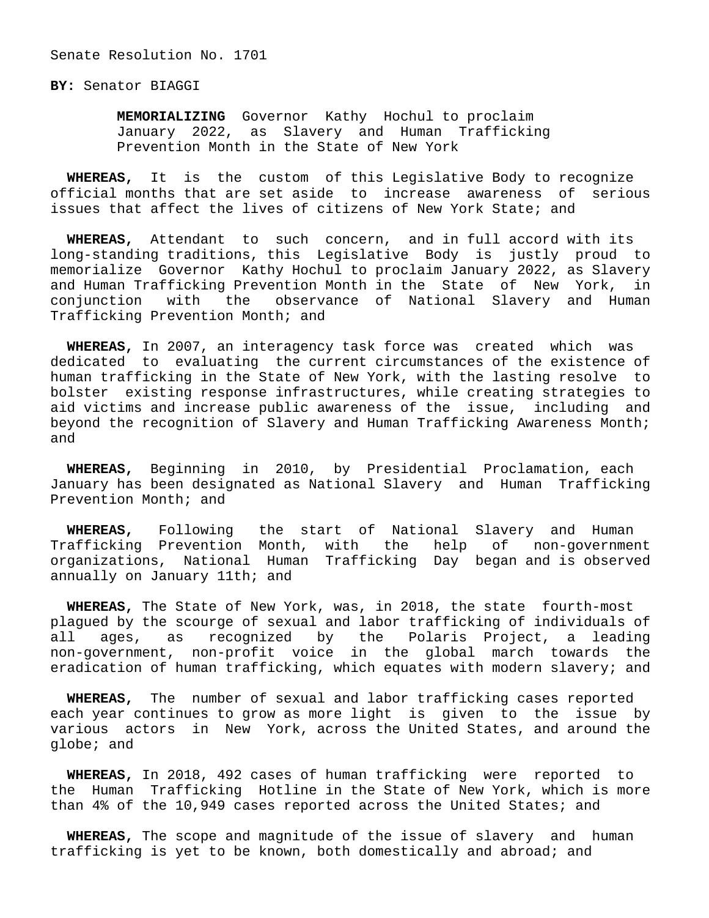Senate Resolution No. 1701

**BY:** Senator BIAGGI

**MEMORIALIZING** Governor Kathy Hochul to proclaim January 2022, as Slavery and Human Trafficking Prevention Month in the State of New York

**WHEREAS,** It is the custom of this Legislative Body to recognize official months that are set aside to increase awareness of serious issues that affect the lives of citizens of New York State; and

**WHEREAS,** Attendant to such concern, and in full accord with its long-standing traditions, this Legislative Body is justly proud to memorialize Governor Kathy Hochul to proclaim January 2022, as Slavery and Human Trafficking Prevention Month in the State of New York, in conjunction with the observance of National Slavery and Human Trafficking Prevention Month; and

**WHEREAS,** In 2007, an interagency task force was created which was dedicated to evaluating the current circumstances of the existence of human trafficking in the State of New York, with the lasting resolve to bolster existing response infrastructures, while creating strategies to aid victims and increase public awareness of the issue, including and beyond the recognition of Slavery and Human Trafficking Awareness Month; and

**WHEREAS,** Beginning in 2010, by Presidential Proclamation, each January has been designated as National Slavery and Human Trafficking Prevention Month; and

**WHEREAS,** Following the start of National Slavery and Human Trafficking Prevention Month, with the help of non-government organizations, National Human Trafficking Day began and is observed annually on January 11th; and

**WHEREAS,** The State of New York, was, in 2018, the state fourth-most plagued by the scourge of sexual and labor trafficking of individuals of all ages, as recognized by the Polaris Project, a leading non-government, non-profit voice in the global march towards the eradication of human trafficking, which equates with modern slavery; and

**WHEREAS,** The number of sexual and labor trafficking cases reported each year continues to grow as more light is given to the issue by various actors in New York, across the United States, and around the globe; and

**WHEREAS,** In 2018, 492 cases of human trafficking were reported to the Human Trafficking Hotline in the State of New York, which is more than 4% of the 10,949 cases reported across the United States; and

**WHEREAS,** The scope and magnitude of the issue of slavery and human trafficking is yet to be known, both domestically and abroad; and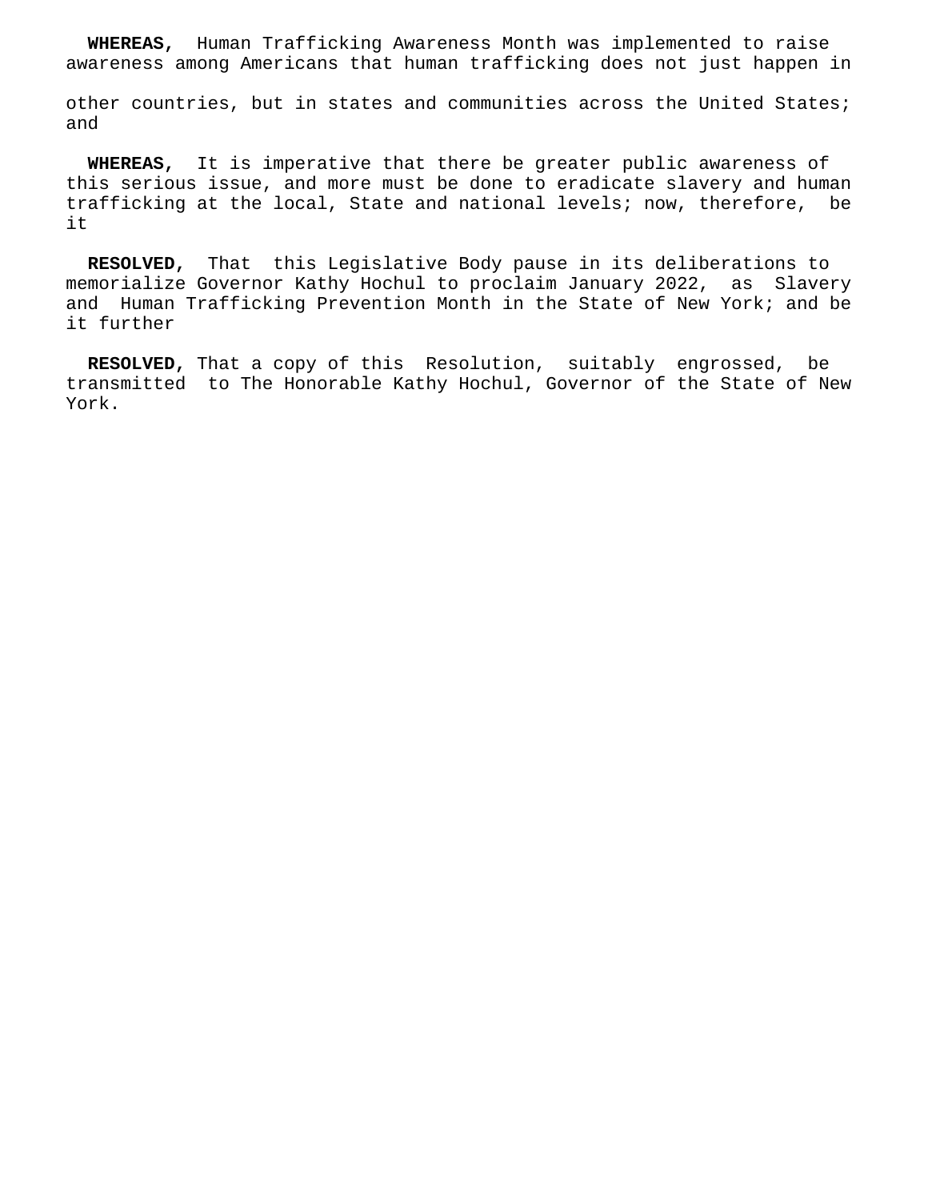**WHEREAS,** Human Trafficking Awareness Month was implemented to raise awareness among Americans that human trafficking does not just happen in other countries, but in states and communities across the United States; and

**WHEREAS,** It is imperative that there be greater public awareness of this serious issue, and more must be done to eradicate slavery and human trafficking at the local, State and national levels; now, therefore, be it

**RESOLVED,** That this Legislative Body pause in its deliberations to memorialize Governor Kathy Hochul to proclaim January 2022, as Slavery and Human Trafficking Prevention Month in the State of New York; and be it further

**RESOLVED,** That a copy of this Resolution, suitably engrossed, be transmitted to The Honorable Kathy Hochul, Governor of the State of New York.